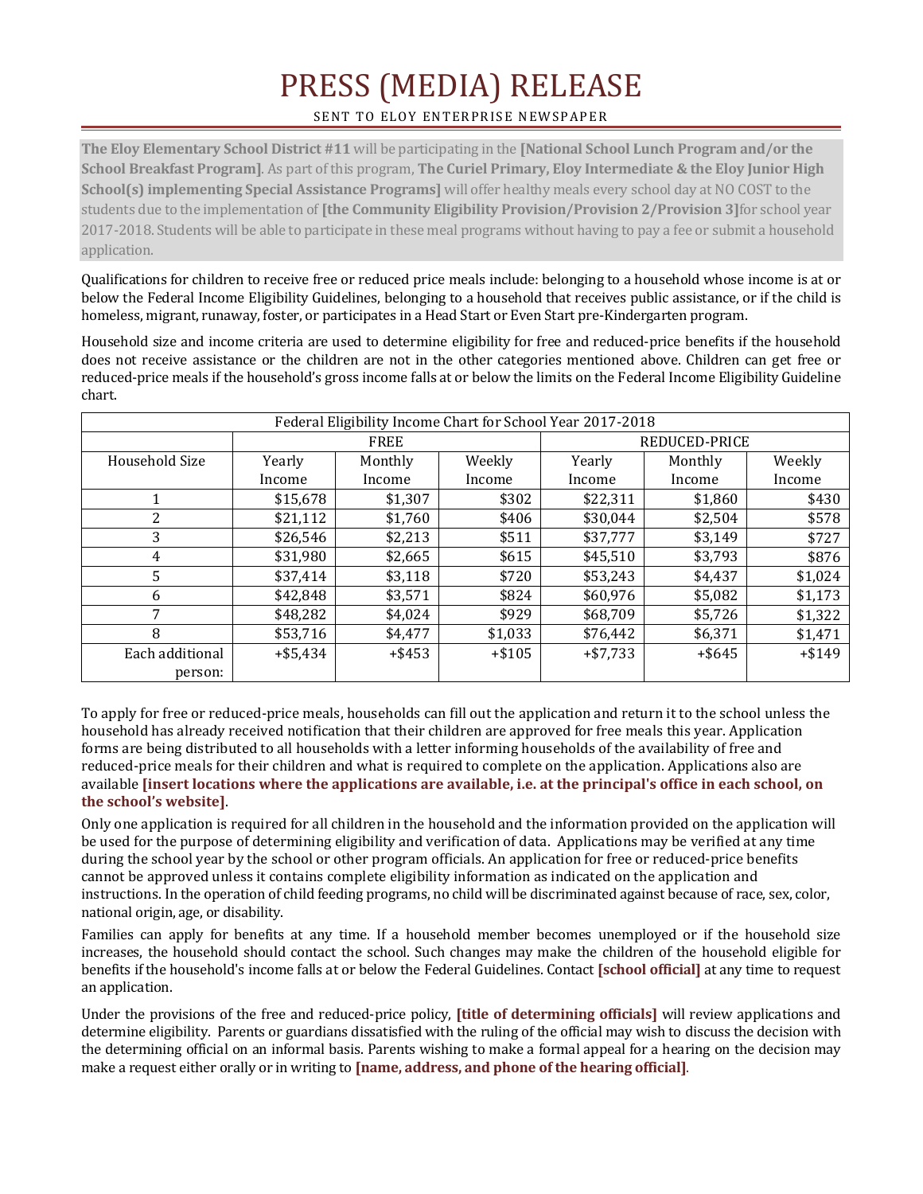# PRESS (MEDIA) RELEASE

SENT TO ELOY ENTERPRISE NEWSPAPER

**The Eloy Elementary School District #11** will be participating in the **[National School Lunch Program and/or the School Breakfast Program]**. As part of this program, **The Curiel Primary, Eloy Intermediate & the Eloy Junior High School(s) implementing Special Assistance Programs]** will offer healthy meals every school day at NO COST to the students due to the implementation of **[the Community Eligibility Provision/Provision 2/Provision 3]**for school year 2017-2018. Students will be able to participate in these meal programs without having to pay a fee or submit a household application.

Qualifications for children to receive free or reduced price meals include: belonging to a household whose income is at or below the Federal Income Eligibility Guidelines, belonging to a household that receives public assistance, or if the child is homeless, migrant, runaway, foster, or participates in a Head Start or Even Start pre-Kindergarten program.

Household size and income criteria are used to determine eligibility for free and reduced-price benefits if the household does not receive assistance or the children are not in the other categories mentioned above. Children can get free or reduced-price meals if the household's gross income falls at or below the limits on the Federal Income Eligibility Guideline chart.

| Federal Eligibility Income Chart for School Year 2017-2018 | | | | | | |
|---|---|---|---|---|---|---|
| | FREE | | | REDUCED-PRICE | | |
| Household Size | Yearly Income | Monthly Income | Weekly Income | Yearly Income | Monthly Income | Weekly Income |
| 1 | $15,678 | $1,307 | $302 | $22,311 | $1,860 | $430 |
| 2 | $21,112 | $1,760 | $406 | $30,044 | $2,504 | $578 |
| 3 | $26,546 | $2,213 | $511 | $37,777 | $3,149 | $727 |
| 4 | $31,980 | $2,665 | $615 | $45,510 | $3,793 | $876 |
| 5 | $37,414 | $3,118 | $720 | $53,243 | $4,437 | $1,024 |
| 6 | $42,848 | $3,571 | $824 | $60,976 | $5,082 | $1,173 |
| 7 | $48,282 | $4,024 | $929 | $68,709 | $5,726 | $1,322 |
| 8 | $53,716 | $4,477 | $1,033 | $76,442 | $6,371 | $1,471 |
| Each additional person: | +$5,434 | +$453 | +$105 | +$7,733 | +$645 | +$149 |

To apply for free or reduced-price meals, households can fill out the application and return it to the school unless the household has already received notification that their children are approved for free meals this year. Application forms are being distributed to all households with a letter informing households of the availability of free and reduced-price meals for their children and what is required to complete on the application. Applications also are available **[insert locations where the applications are available, i.e. at the principal's office in each school, on the school's website]**.

Only one application is required for all children in the household and the information provided on the application will be used for the purpose of determining eligibility and verification of data. Applications may be verified at any time during the school year by the school or other program officials. An application for free or reduced-price benefits cannot be approved unless it contains complete eligibility information as indicated on the application and instructions. In the operation of child feeding programs, no child will be discriminated against because of race, sex, color, national origin, age, or disability.

Families can apply for benefits at any time. If a household member becomes unemployed or if the household size increases, the household should contact the school. Such changes may make the children of the household eligible for benefits if the household's income falls at or below the Federal Guidelines. Contact **[school official]** at any time to request an application.

Under the provisions of the free and reduced-price policy, **[title of determining officials]** will review applications and determine eligibility. Parents or guardians dissatisfied with the ruling of the official may wish to discuss the decision with the determining official on an informal basis. Parents wishing to make a formal appeal for a hearing on the decision may make a request either orally or in writing to **[name, address, and phone of the hearing official]**.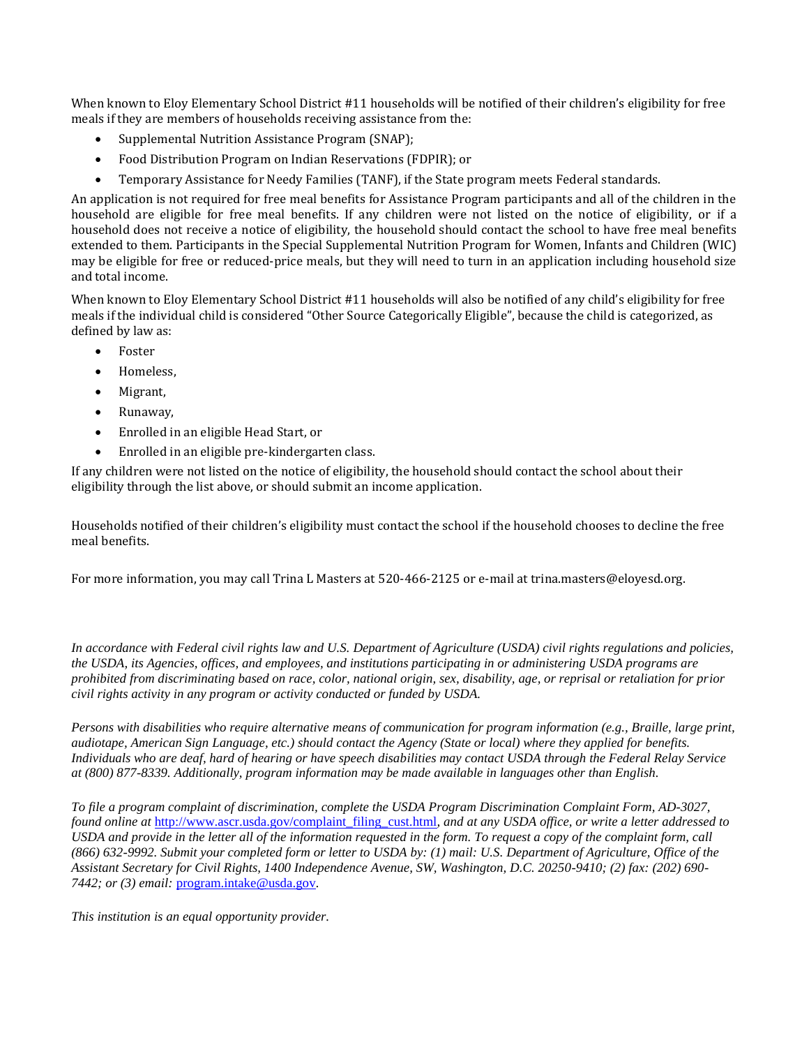When known to Eloy Elementary School District #11 households will be notified of their children's eligibility for free meals if they are members of households receiving assistance from the:

- Supplemental Nutrition Assistance Program (SNAP);
- Food Distribution Program on Indian Reservations (FDPIR); or
- Temporary Assistance for Needy Families (TANF), if the State program meets Federal standards.

An application is not required for free meal benefits for Assistance Program participants and all of the children in the household are eligible for free meal benefits. If any children were not listed on the notice of eligibility, or if a household does not receive a notice of eligibility, the household should contact the school to have free meal benefits extended to them. Participants in the Special Supplemental Nutrition Program for Women, Infants and Children (WIC) may be eligible for free or reduced-price meals, but they will need to turn in an application including household size and total income.

When known to Eloy Elementary School District #11 households will also be notified of any child's eligibility for free meals if the individual child is considered "Other Source Categorically Eligible", because the child is categorized, as defined by law as:

- Foster
- Homeless,
- Migrant,
- Runaway,
- Enrolled in an eligible Head Start, or
- Enrolled in an eligible pre-kindergarten class.

If any children were not listed on the notice of eligibility, the household should contact the school about their eligibility through the list above, or should submit an income application.

Households notified of their children's eligibility must contact the school if the household chooses to decline the free meal benefits.

For more information, you may call Trina L Masters at 520-466-2125 or e-mail at trina.masters@eloyesd.org.

*In accordance with Federal civil rights law and U.S. Department of Agriculture (USDA) civil rights regulations and policies, the USDA, its Agencies, offices, and employees, and institutions participating in or administering USDA programs are prohibited from discriminating based on race, color, national origin, sex, disability, age, or reprisal or retaliation for prior civil rights activity in any program or activity conducted or funded by USDA.*

*Persons with disabilities who require alternative means of communication for program information (e.g., Braille, large print, audiotape, American Sign Language, etc.) should contact the Agency (State or local) where they applied for benefits. Individuals who are deaf, hard of hearing or have speech disabilities may contact USDA through the Federal Relay Service at (800) 877-8339. Additionally, program information may be made available in languages other than English.*

*To file a program complaint of discrimination, complete the USDA Program Discrimination Complaint Form, AD-3027, found online at* http://www.ascr.usda.gov/complaint_filing_cust.html, *and at any USDA office, or write a letter addressed to USDA and provide in the letter all of the information requested in the form. To request a copy of the complaint form, call (866) 632-9992. Submit your completed form or letter to USDA by: (1) mail: U.S. Department of Agriculture, Office of the Assistant Secretary for Civil Rights, 1400 Independence Avenue, SW, Washington, D.C. 20250-9410; (2) fax: (202) 690-7442; or (3) email:* program.intake@usda.gov.

*This institution is an equal opportunity provider.*